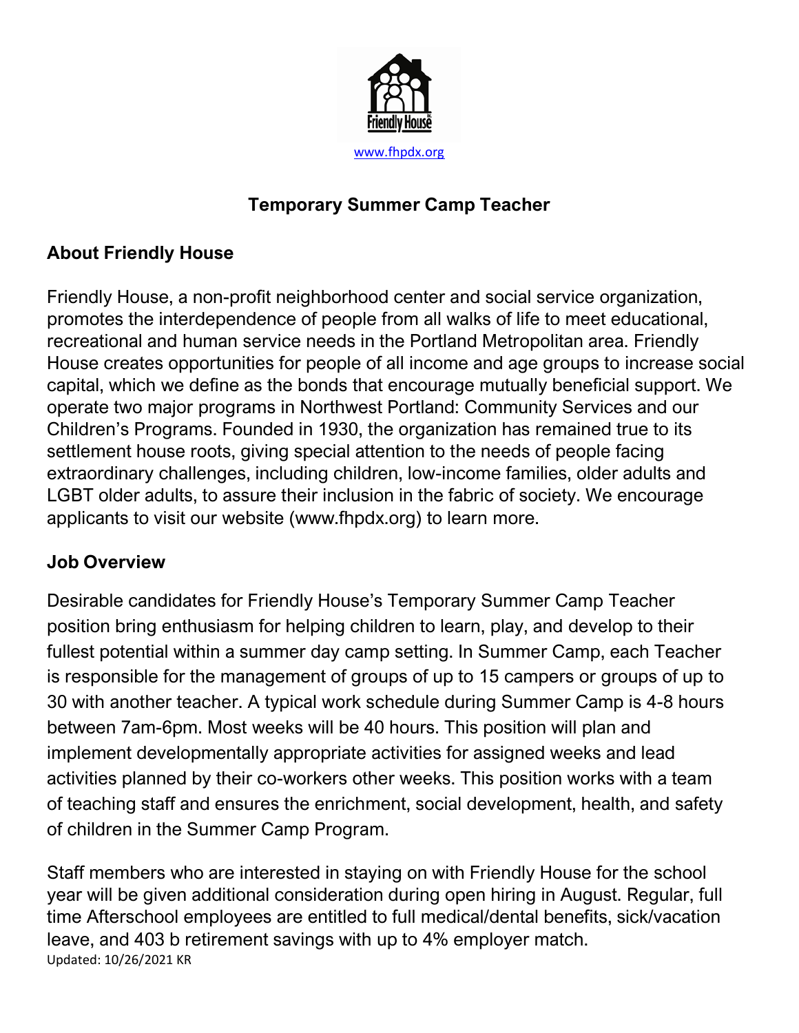Friendly House

www.fhpdx.org

# Temporary Summer Camp Teacher

## About Friendly House

Friendly House, a non-profit neighborhood center and social service organization, promotes the interdependence of people from all walks of life to meet educational, recreational and human service needs in the Portland Metropolitan area. Friendly House creates opportunities for people of all income and age groups to increase social capital, which we define as the bonds that encourage mutually beneficial support. We operate two major programs in Northwest Portland: Community Services and our Children's Programs. Founded in 1930, the organization has remained true to its settlement house roots, giving special attention to the needs of people facing extraordinary challenges, including children, low-income families, older adults and LGBT older adults, to assure their inclusion in the fabric of society. We encourage applicants to visit our website (www.fhpdx.org) to learn more.

## Job Overview

Desirable candidates for Friendly House's Temporary Summer Camp Teacher position bring enthusiasm for helping children to learn, play, and develop to their fullest potential within a summer day camp setting. In Summer Camp, each Teacher is responsible for the management of groups of up to 15 campers or groups of up to 30 with another teacher. A typical work schedule during Summer Camp is 4-8 hours between 7am-6pm. Most weeks will be 40 hours. This position will plan and implement developmentally appropriate activities for assigned weeks and lead activities planned by their co-workers other weeks. This position works with a team of teaching staff and ensures the enrichment, social development, health, and safety of children in the Summer Camp Program.

Staff members who are interested in staying on with Friendly House for the school year will be given additional consideration during open hiring in August. Regular, full time Afterschool employees are entitled to full medical/dental benefits, sick/vacation leave, and 403 b retirement savings with up to 4% employer match.

Updated: 10/26/2021 KR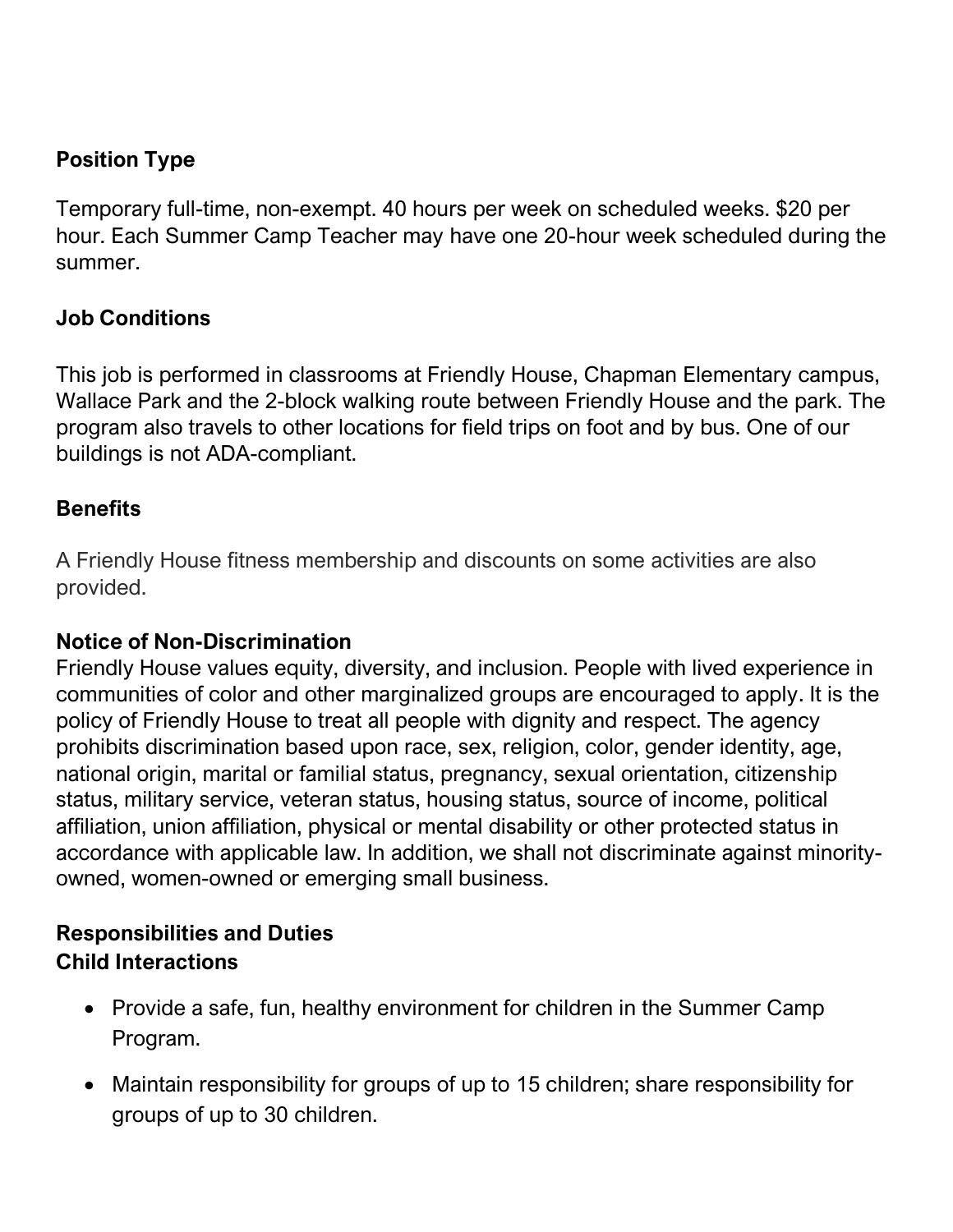**Position Type**

Temporary full-time, non-exempt. 40 hours per week on scheduled weeks. $20 per hour. Each Summer Camp Teacher may have one 20-hour week scheduled during the summer.

**Job Conditions**

This job is performed in classrooms at Friendly House, Chapman Elementary campus, Wallace Park and the 2-block walking route between Friendly House and the park. The program also travels to other locations for field trips on foot and by bus. One of our buildings is not ADA-compliant.

**Benefits**

A Friendly House fitness membership and discounts on some activities are also provided.

**Notice of Non-Discrimination**

Friendly House values equity, diversity, and inclusion. People with lived experience in communities of color and other marginalized groups are encouraged to apply. It is the policy of Friendly House to treat all people with dignity and respect. The agency prohibits discrimination based upon race, sex, religion, color, gender identity, age, national origin, marital or familial status, pregnancy, sexual orientation, citizenship status, military service, veteran status, housing status, source of income, political affiliation, union affiliation, physical or mental disability or other protected status in accordance with applicable law. In addition, we shall not discriminate against minority-owned, women-owned or emerging small business.

**Responsibilities and Duties**

**Child Interactions**

- Provide a safe, fun, healthy environment for children in the Summer Camp Program.
- Maintain responsibility for groups of up to 15 children; share responsibility for groups of up to 30 children.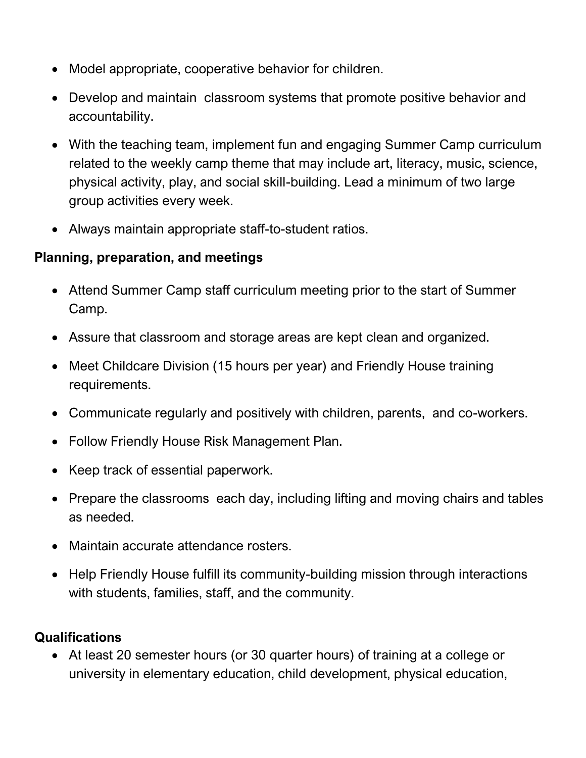- Model appropriate, cooperative behavior for children.
- Develop and maintain classroom systems that promote positive behavior and accountability.
- With the teaching team, implement fun and engaging Summer Camp curriculum related to the weekly camp theme that may include art, literacy, music, science, physical activity, play, and social skill-building. Lead a minimum of two large group activities every week.
- Always maintain appropriate staff-to-student ratios.

**Planning, preparation, and meetings**

- Attend Summer Camp staff curriculum meeting prior to the start of Summer Camp.
- Assure that classroom and storage areas are kept clean and organized.
- Meet Childcare Division (15 hours per year) and Friendly House training requirements.
- Communicate regularly and positively with children, parents, and co-workers.
- Follow Friendly House Risk Management Plan.
- Keep track of essential paperwork.
- Prepare the classrooms each day, including lifting and moving chairs and tables as needed.
- Maintain accurate attendance rosters.
- Help Friendly House fulfill its community-building mission through interactions with students, families, staff, and the community.

**Qualifications**

- At least 20 semester hours (or 30 quarter hours) of training at a college or university in elementary education, child development, physical education,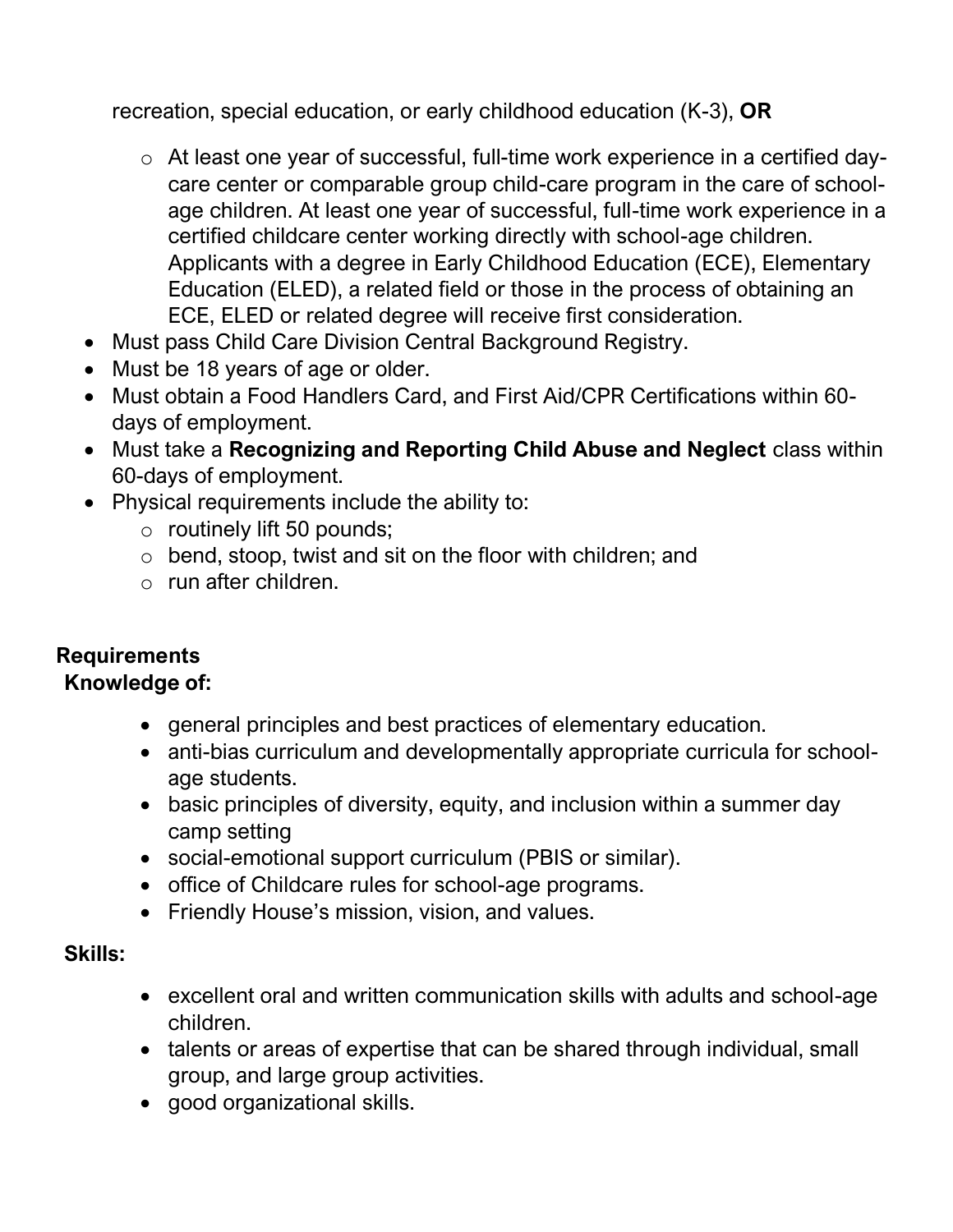recreation, special education, or early childhood education (K-3), **OR**

  - At least one year of successful, full-time work experience in a certified day-care center or comparable group child-care program in the care of school-age children. At least one year of successful, full-time work experience in a certified childcare center working directly with school-age children. Applicants with a degree in Early Childhood Education (ECE), Elementary Education (ELED), a related field or those in the process of obtaining an ECE, ELED or related degree will receive first consideration.
- Must pass Child Care Division Central Background Registry.
- Must be 18 years of age or older.
- Must obtain a Food Handlers Card, and First Aid/CPR Certifications within 60-days of employment.
- Must take a **Recognizing and Reporting Child Abuse and Neglect** class within 60-days of employment.
- Physical requirements include the ability to:
  - routinely lift 50 pounds;
  - bend, stoop, twist and sit on the floor with children; and
  - run after children.

**Requirements**

**Knowledge of:**

- general principles and best practices of elementary education.
- anti-bias curriculum and developmentally appropriate curricula for school-age students.
- basic principles of diversity, equity, and inclusion within a summer day camp setting
- social-emotional support curriculum (PBIS or similar).
- office of Childcare rules for school-age programs.
- Friendly House's mission, vision, and values.

**Skills:**

- excellent oral and written communication skills with adults and school-age children.
- talents or areas of expertise that can be shared through individual, small group, and large group activities.
- good organizational skills.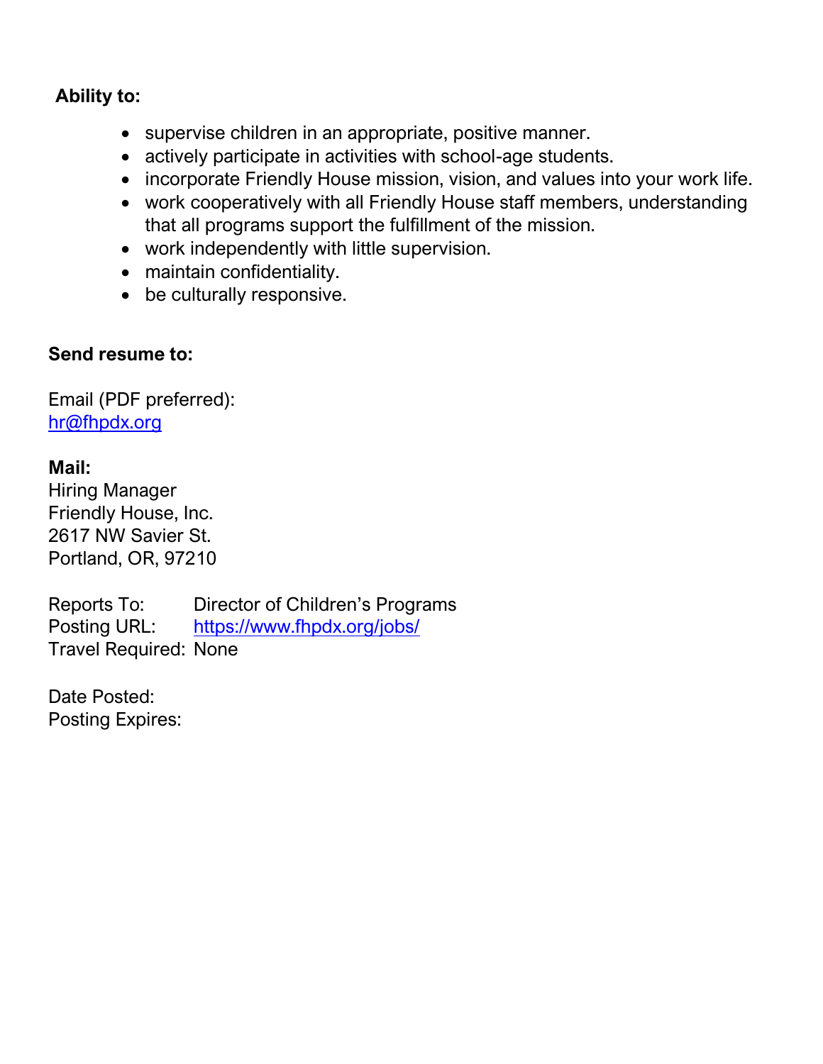**Ability to:**

- supervise children in an appropriate, positive manner.
- actively participate in activities with school-age students.
- incorporate Friendly House mission, vision, and values into your work life.
- work cooperatively with all Friendly House staff members, understanding that all programs support the fulfillment of the mission.
- work independently with little supervision.
- maintain confidentiality.
- be culturally responsive.

**Send resume to:**

Email (PDF preferred):
hr@fhpdx.org

**Mail:**
Hiring Manager
Friendly House, Inc.
2617 NW Savier St.
Portland, OR, 97210

Reports To: Director of Children's Programs
Posting URL: https://www.fhpdx.org/jobs/
Travel Required: None

Date Posted:
Posting Expires: